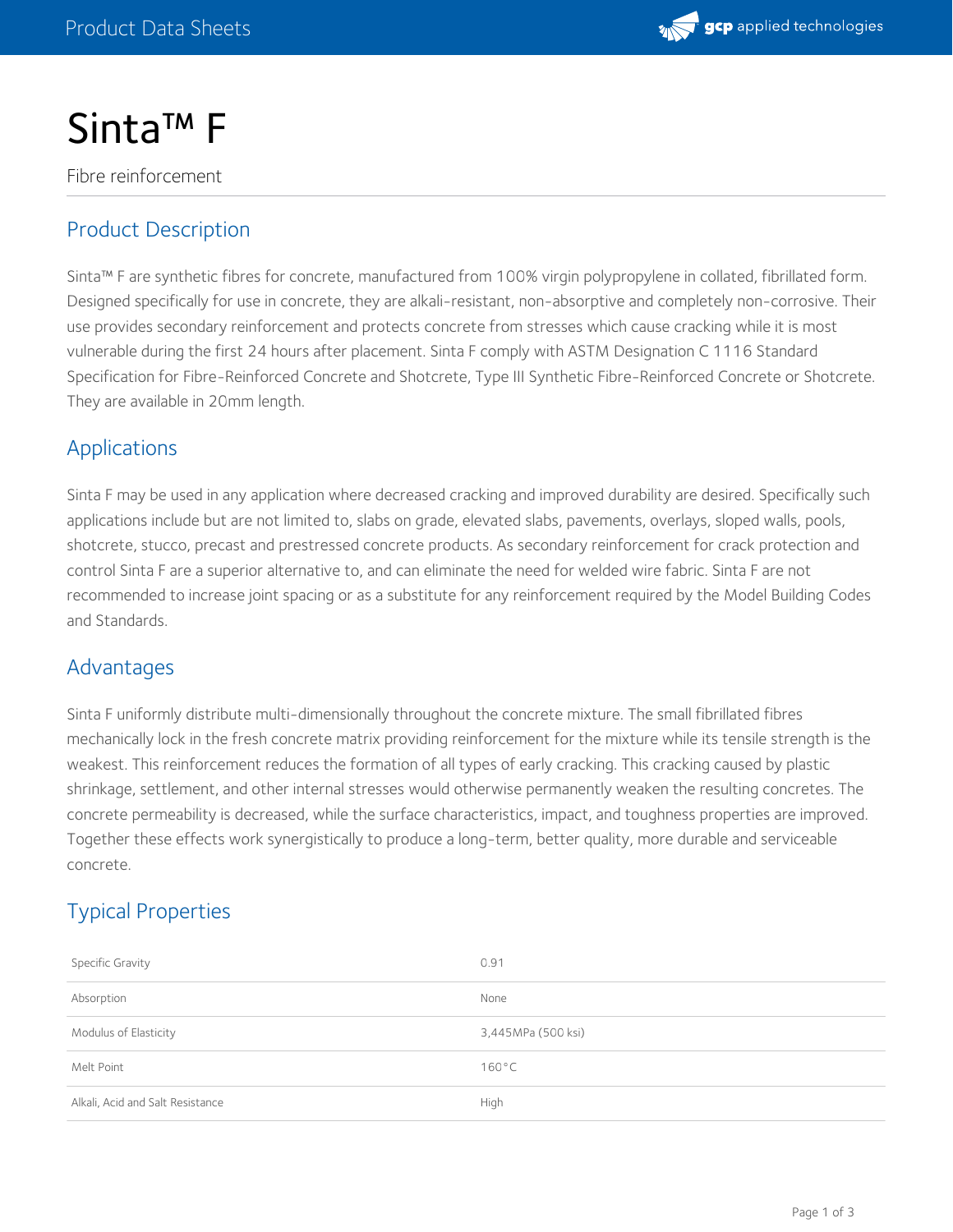# Sinta™ F

Fibre reinforcement

## Product Description

Sinta™ F are synthetic fibres for concrete, manufactured from 100% virgin polypropylene in collated, fibrillated form. Designed specifically for use in concrete, they are alkali-resistant, non-absorptive and completely non-corrosive. Their use provides secondary reinforcement and protects concrete from stresses which cause cracking while it is most vulnerable during the first 24 hours after placement. Sinta F comply with ASTM Designation C 1116 Standard Specification for Fibre-Reinforced Concrete and Shotcrete, Type III Synthetic Fibre-Reinforced Concrete or Shotcrete. They are available in 20mm length.

## Applications

Sinta F may be used in any application where decreased cracking and improved durability are desired. Specifically such applications include but are not limited to, slabs on grade, elevated slabs, pavements, overlays, sloped walls, pools, shotcrete, stucco, precast and prestressed concrete products. As secondary reinforcement for crack protection and control Sinta F are a superior alternative to, and can eliminate the need for welded wire fabric. Sinta F are not recommended to increase joint spacing or as a substitute for any reinforcement required by the Model Building Codes and Standards.

## Advantages

Sinta F uniformly distribute multi-dimensionally throughout the concrete mixture. The small fibrillated fibres mechanically lock in the fresh concrete matrix providing reinforcement for the mixture while its tensile strength is the weakest. This reinforcement reduces the formation of all types of early cracking. This cracking caused by plastic shrinkage, settlement, and other internal stresses would otherwise permanently weaken the resulting concretes. The concrete permeability is decreased, while the surface characteristics, impact, and toughness properties are improved. Together these effects work synergistically to produce a long-term, better quality, more durable and serviceable concrete.

## Typical Properties

| Property | Value |
|---|---|
| Specific Gravity | 0.91 |
| Absorption | None |
| Modulus of Elasticity | 3,445MPa (500 ksi) |
| Melt Point | 160°C |
| Alkali, Acid and Salt Resistance | High |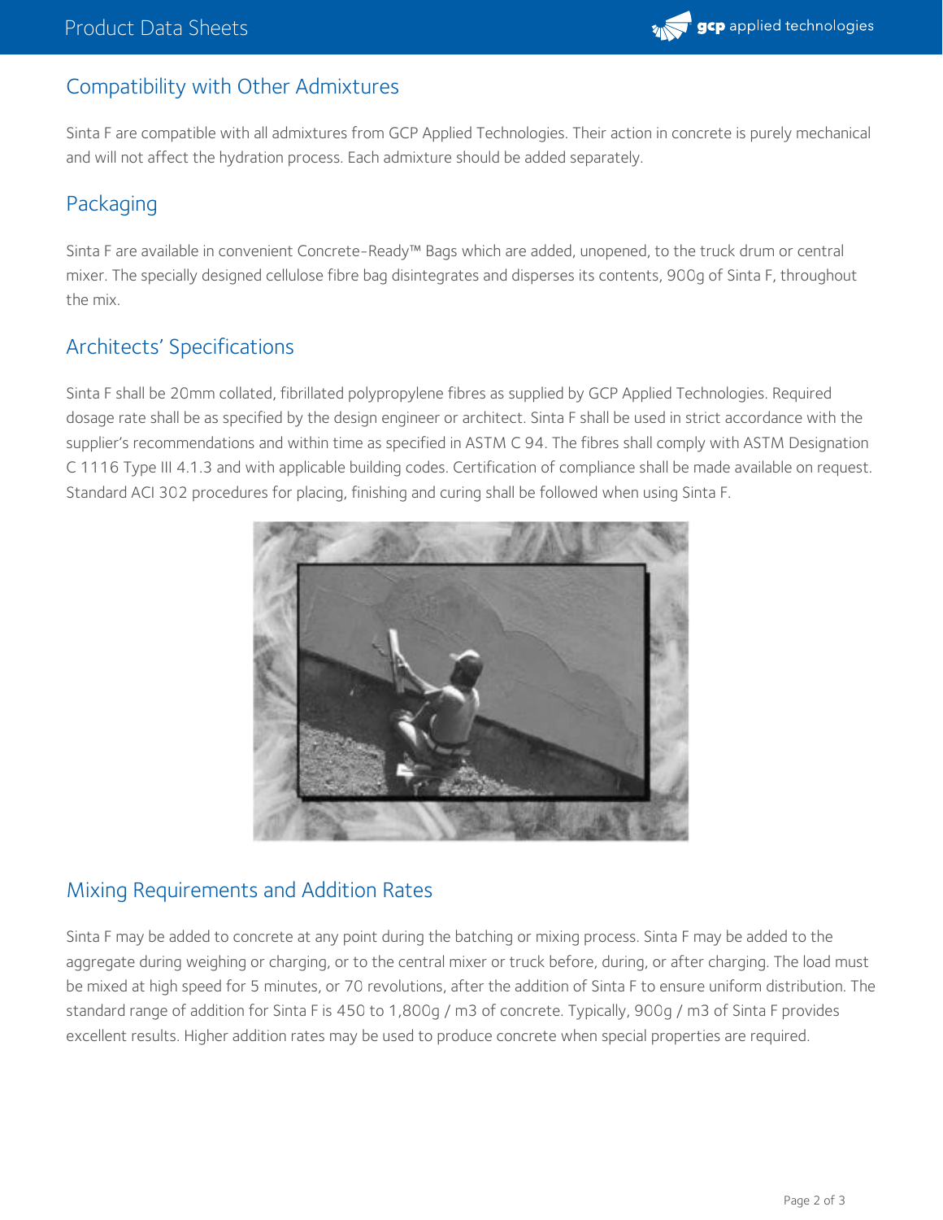## Compatibility with Other Admixtures

Sinta F are compatible with all admixtures from GCP Applied Technologies. Their action in concrete is purely mechanical and will not affect the hydration process. Each admixture should be added separately.

## Packaging

Sinta F are available in convenient Concrete-Ready™ Bags which are added, unopened, to the truck drum or central mixer. The specially designed cellulose fibre bag disintegrates and disperses its contents, 900g of Sinta F, throughout the mix.

## Architects' Specifications

Sinta F shall be 20mm collated, fibrillated polypropylene fibres as supplied by GCP Applied Technologies. Required dosage rate shall be as specified by the design engineer or architect. Sinta F shall be used in strict accordance with the supplier's recommendations and within time as specified in ASTM C 94. The fibres shall comply with ASTM Designation C 1116 Type III 4.1.3 and with applicable building codes. Certification of compliance shall be made available on request. Standard ACI 302 procedures for placing, finishing and curing shall be followed when using Sinta F.

## Mixing Requirements and Addition Rates

Sinta F may be added to concrete at any point during the batching or mixing process. Sinta F may be added to the aggregate during weighing or charging, or to the central mixer or truck before, during, or after charging. The load must be mixed at high speed for 5 minutes, or 70 revolutions, after the addition of Sinta F to ensure uniform distribution. The standard range of addition for Sinta F is 450 to 1,800g / m3 of concrete. Typically, 900g / m3 of Sinta F provides excellent results. Higher addition rates may be used to produce concrete when special properties are required.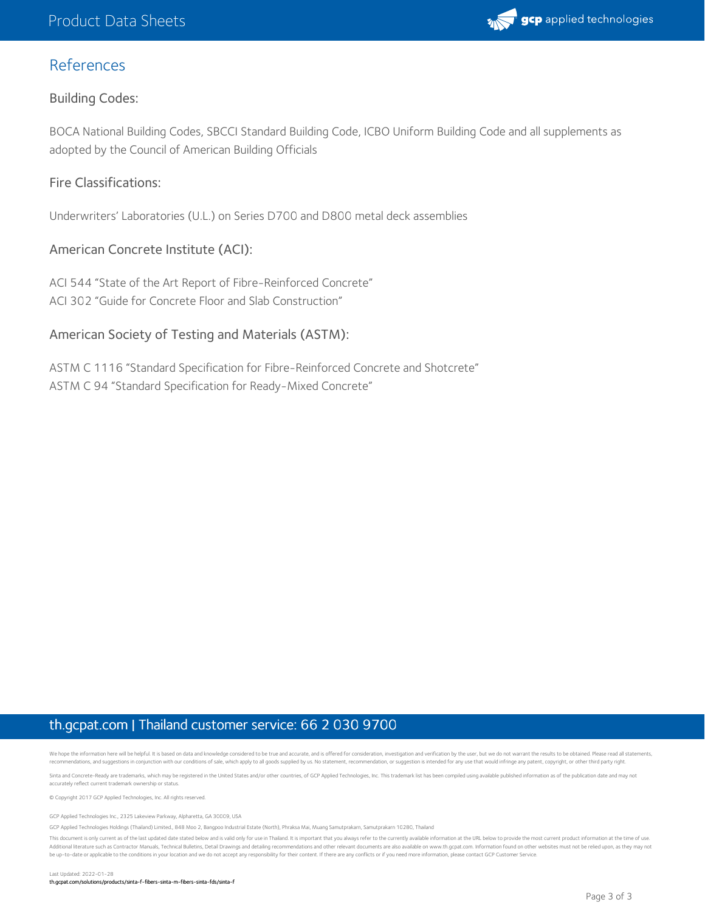## References

### Building Codes:

BOCA National Building Codes, SBCCI Standard Building Code, ICBO Uniform Building Code and all supplements as adopted by the Council of American Building Officials

### Fire Classifications:

Underwriters' Laboratories (U.L.) on Series D700 and D800 metal deck assemblies

### American Concrete Institute (ACI):

ACI 544 "State of the Art Report of Fibre-Reinforced Concrete"
ACI 302 "Guide for Concrete Floor and Slab Construction"

### American Society of Testing and Materials (ASTM):

ASTM C 1116 "Standard Specification for Fibre-Reinforced Concrete and Shotcrete"
ASTM C 94 "Standard Specification for Ready-Mixed Concrete"

th.gcpat.com | Thailand customer service: 66 2 030 9700

We hope the information here will be helpful. It is based on data and knowledge considered to be true and accurate, and is offered for consideration, investigation and verification by the user, but we do not warrant the results to be obtained. Please read all statements, recommendations, and suggestions in conjunction with our conditions of sale, which apply to all goods supplied by us. No statement, recommendation, or suggestion is intended for any use that would infringe any patent, copyright, or other third party right.

Sinta and Concrete-Ready are trademarks, which may be registered in the United States and/or other countries, of GCP Applied Technologies, Inc. This trademark list has been compiled using available published information as of the publication date and may not accurately reflect current trademark ownership or status.

© Copyright 2017 GCP Applied Technologies, Inc. All rights reserved.

GCP Applied Technologies Inc., 2325 Lakeview Parkway, Alpharetta, GA 30009, USA

GCP Applied Technologies Holdings (Thailand) Limited., 848 Moo 2, Bangpoo Industrial Estate (North), Phraksa Mai, Muang Samutprakarn, Samutprakarn 10280, Thailand

This document is only current as of the last updated date stated below and is valid only for use in Thailand. It is important that you always refer to the currently available information at the URL below to provide the most current product information at the time of use. Additional literature such as Contractor Manuals, Technical Bulletins, Detail Drawings and detailing recommendations and other relevant documents are also available on www.th.gcpat.com. Information found on other websites must not be relied upon, as they may not be up-to-date or applicable to the conditions in your location and we do not accept any responsibility for their content. If there are any conflicts or if you need more information, please contact GCP Customer Service.

Last Updated: 2022-01-28
th.gcpat.com/solutions/products/sinta-f-fibers-sinta-m-fibers-sinta-fds/sinta-f